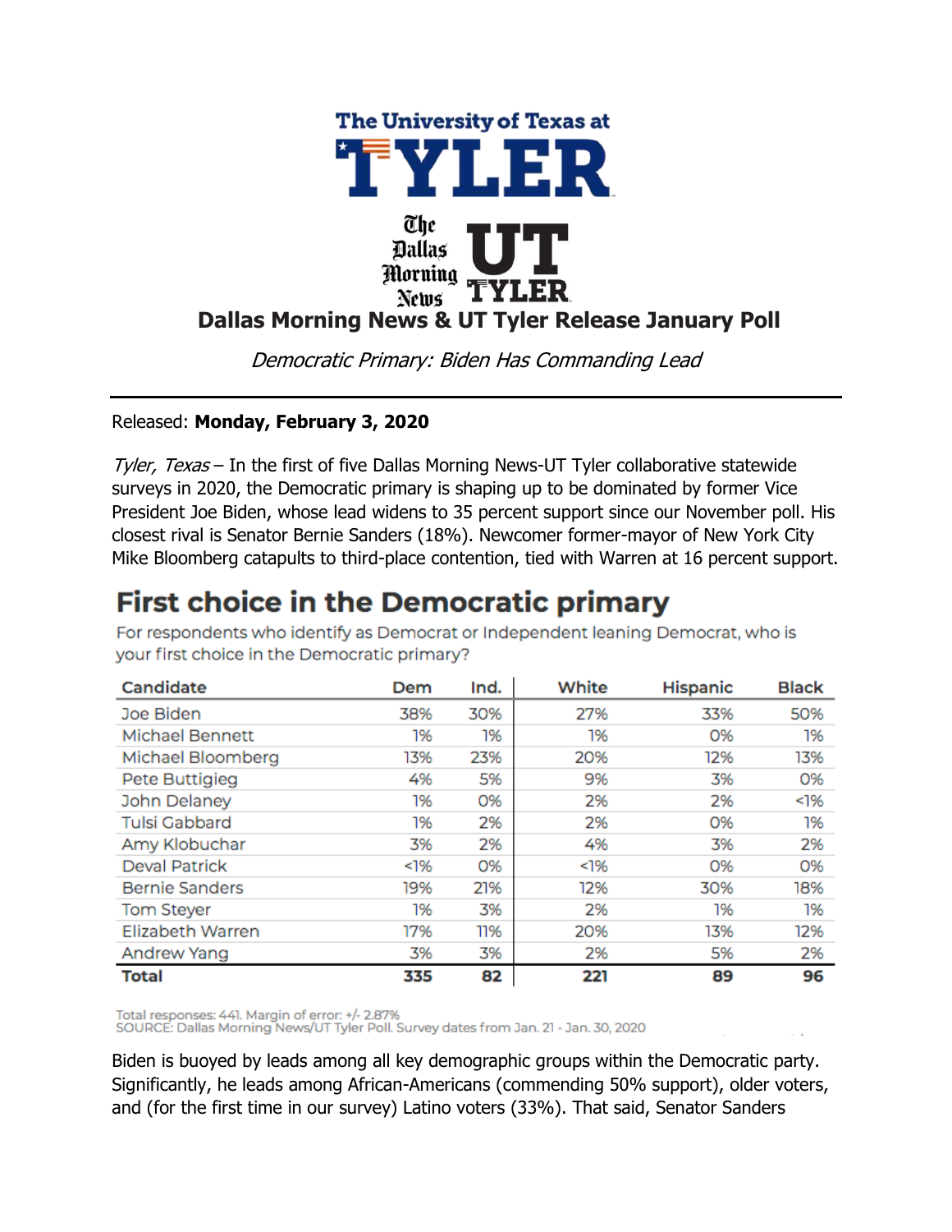# Dallas Morning News & UT Tyler Release January Poll

*Democratic Primary: Biden Has Commanding Lead*

Released: **Monday, February 3, 2020**

*Tyler, Texas* – In the first of five Dallas Morning News-UT Tyler collaborative statewide surveys in 2020, the Democratic primary is shaping up to be dominated by former Vice President Joe Biden, whose lead widens to 35 percent support since our November poll. His closest rival is Senator Bernie Sanders (18%). Newcomer former-mayor of New York City Mike Bloomberg catapults to third-place contention, tied with Warren at 16 percent support.

## First choice in the Democratic primary

For respondents who identify as Democrat or Independent leaning Democrat, who is your first choice in the Democratic primary?

| Candidate | Dem | Ind. | White | Hispanic | Black |
|---|---|---|---|---|---|
| Joe Biden | 38% | 30% | 27% | 33% | 50% |
| Michael Bennett | 1% | 1% | 1% | 0% | 1% |
| Michael Bloomberg | 13% | 23% | 20% | 12% | 13% |
| Pete Buttigieg | 4% | 5% | 9% | 3% | 0% |
| John Delaney | 1% | 0% | 2% | 2% | <1% |
| Tulsi Gabbard | 1% | 2% | 2% | 0% | 1% |
| Amy Klobuchar | 3% | 2% | 4% | 3% | 2% |
| Deval Patrick | <1% | 0% | <1% | 0% | 0% |
| Bernie Sanders | 19% | 21% | 12% | 30% | 18% |
| Tom Steyer | 1% | 3% | 2% | 1% | 1% |
| Elizabeth Warren | 17% | 11% | 20% | 13% | 12% |
| Andrew Yang | 3% | 3% | 2% | 5% | 2% |
| **Total** | **335** | **82** | **221** | **89** | **96** |

Total responses: 441. Margin of error: +/- 2.87%
SOURCE: Dallas Morning News/UT Tyler Poll. Survey dates from Jan. 21 - Jan. 30, 2020

Biden is buoyed by leads among all key demographic groups within the Democratic party. Significantly, he leads among African-Americans (commending 50% support), older voters, and (for the first time in our survey) Latino voters (33%). That said, Senator Sanders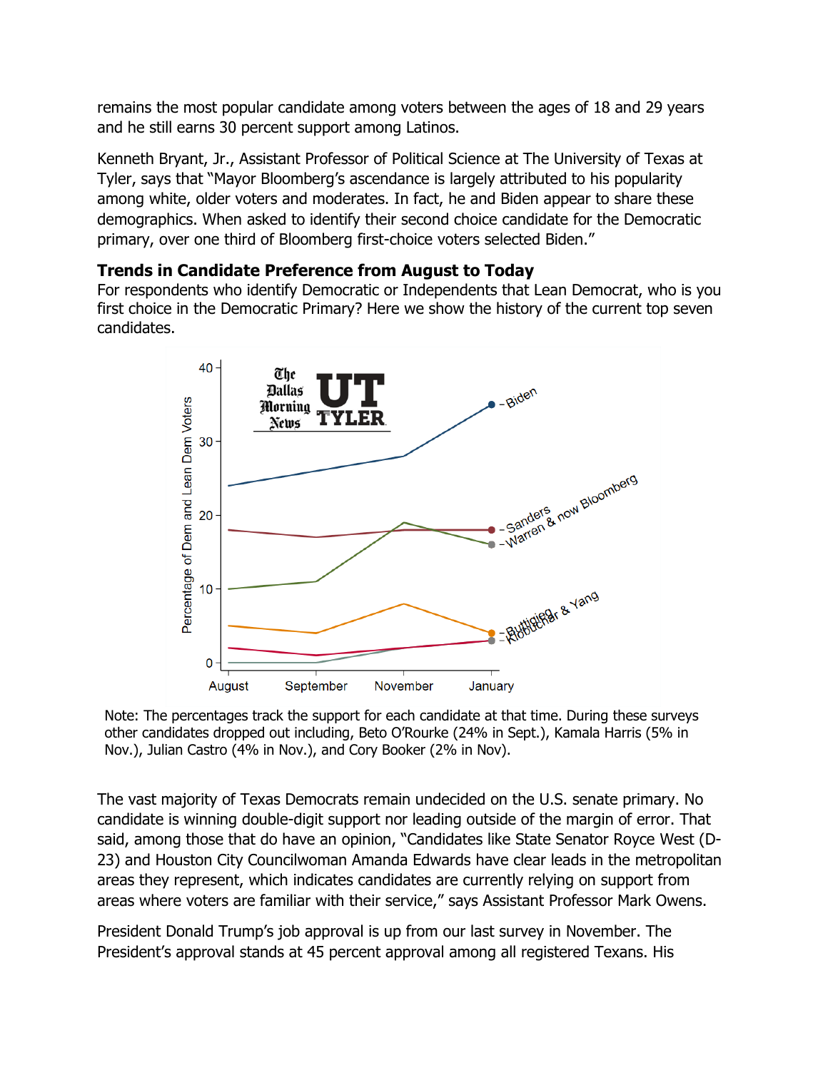remains the most popular candidate among voters between the ages of 18 and 29 years and he still earns 30 percent support among Latinos.

Kenneth Bryant, Jr., Assistant Professor of Political Science at The University of Texas at Tyler, says that "Mayor Bloomberg's ascendance is largely attributed to his popularity among white, older voters and moderates. In fact, he and Biden appear to share these demographics. When asked to identify their second choice candidate for the Democratic primary, over one third of Bloomberg first-choice voters selected Biden."

### Trends in Candidate Preference from August to Today

For respondents who identify Democratic or Independents that Lean Democrat, who is you first choice in the Democratic Primary? Here we show the history of the current top seven candidates.

Note: The percentages track the support for each candidate at that time. During these surveys other candidates dropped out including, Beto O'Rourke (24% in Sept.), Kamala Harris (5% in Nov.), Julian Castro (4% in Nov.), and Cory Booker (2% in Nov).

The vast majority of Texas Democrats remain undecided on the U.S. senate primary. No candidate is winning double-digit support nor leading outside of the margin of error. That said, among those that do have an opinion, "Candidates like State Senator Royce West (D-23) and Houston City Councilwoman Amanda Edwards have clear leads in the metropolitan areas they represent, which indicates candidates are currently relying on support from areas where voters are familiar with their service," says Assistant Professor Mark Owens.

President Donald Trump's job approval is up from our last survey in November. The President's approval stands at 45 percent approval among all registered Texans. His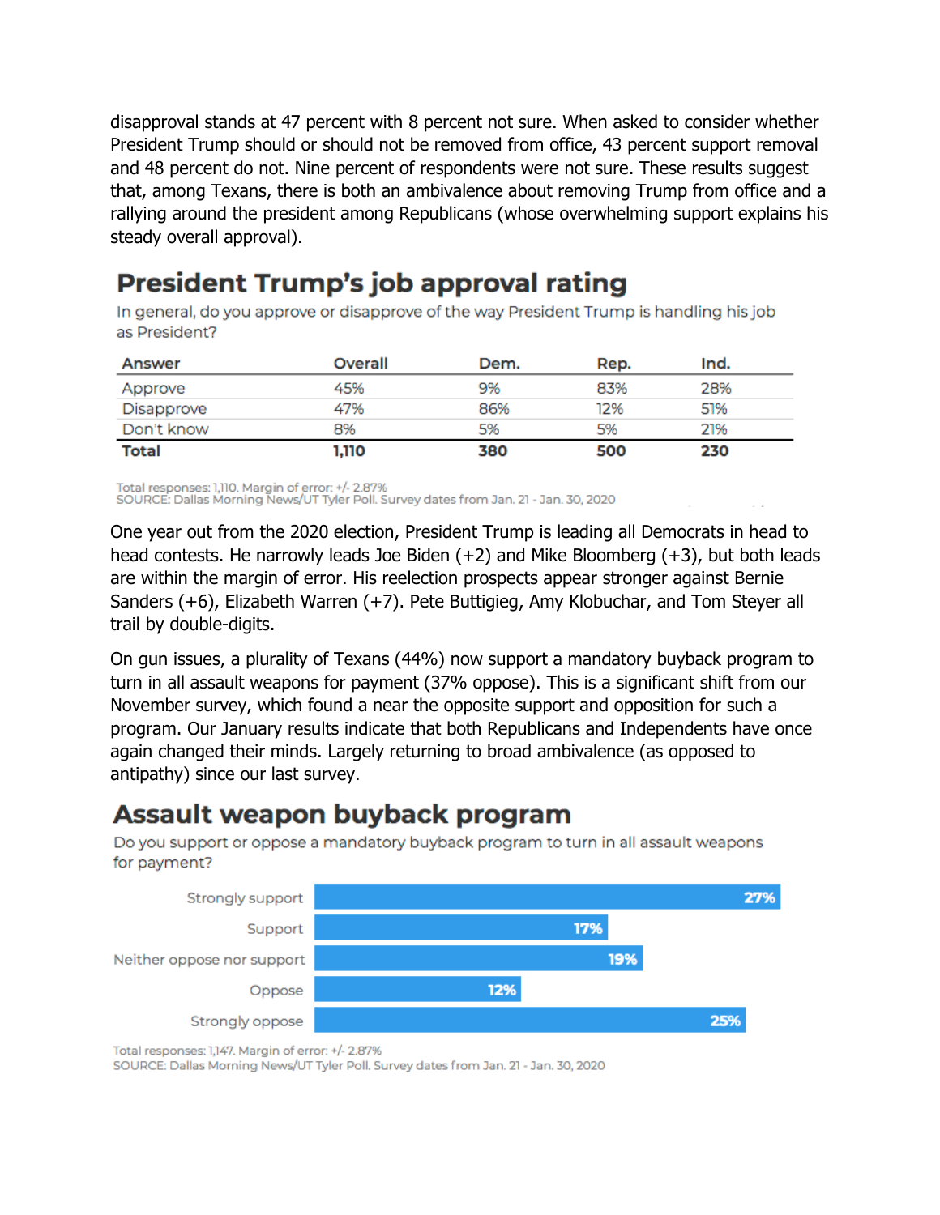disapproval stands at 47 percent with 8 percent not sure. When asked to consider whether President Trump should or should not be removed from office, 43 percent support removal and 48 percent do not. Nine percent of respondents were not sure. These results suggest that, among Texans, there is both an ambivalence about removing Trump from office and a rallying around the president among Republicans (whose overwhelming support explains his steady overall approval).

## President Trump's job approval rating

In general, do you approve or disapprove of the way President Trump is handling his job as President?

| Answer | Overall | Dem. | Rep. | Ind. |
|---|---|---|---|---|
| Approve | 45% | 9% | 83% | 28% |
| Disapprove | 47% | 86% | 12% | 51% |
| Don't know | 8% | 5% | 5% | 21% |
| **Total** | **1,110** | **380** | **500** | **230** |

Total responses: 1,110. Margin of error: +/- 2.87%
SOURCE: Dallas Morning News/UT Tyler Poll. Survey dates from Jan. 21 - Jan. 30, 2020

One year out from the 2020 election, President Trump is leading all Democrats in head to head contests. He narrowly leads Joe Biden (+2) and Mike Bloomberg (+3), but both leads are within the margin of error. His reelection prospects appear stronger against Bernie Sanders (+6), Elizabeth Warren (+7). Pete Buttigieg, Amy Klobuchar, and Tom Steyer all trail by double-digits.

On gun issues, a plurality of Texans (44%) now support a mandatory buyback program to turn in all assault weapons for payment (37% oppose). This is a significant shift from our November survey, which found a near the opposite support and opposition for such a program. Our January results indicate that both Republicans and Independents have once again changed their minds. Largely returning to broad ambivalence (as opposed to antipathy) since our last survey.

## Assault weapon buyback program

Do you support or oppose a mandatory buyback program to turn in all assault weapons for payment?

| Answer | Percent |
|---|---|
| Strongly support | 27% |
| Support | 17% |
| Neither oppose nor support | 19% |
| Oppose | 12% |
| Strongly oppose | 25% |

Total responses: 1,147. Margin of error: +/- 2.87%
SOURCE: Dallas Morning News/UT Tyler Poll. Survey dates from Jan. 21 - Jan. 30, 2020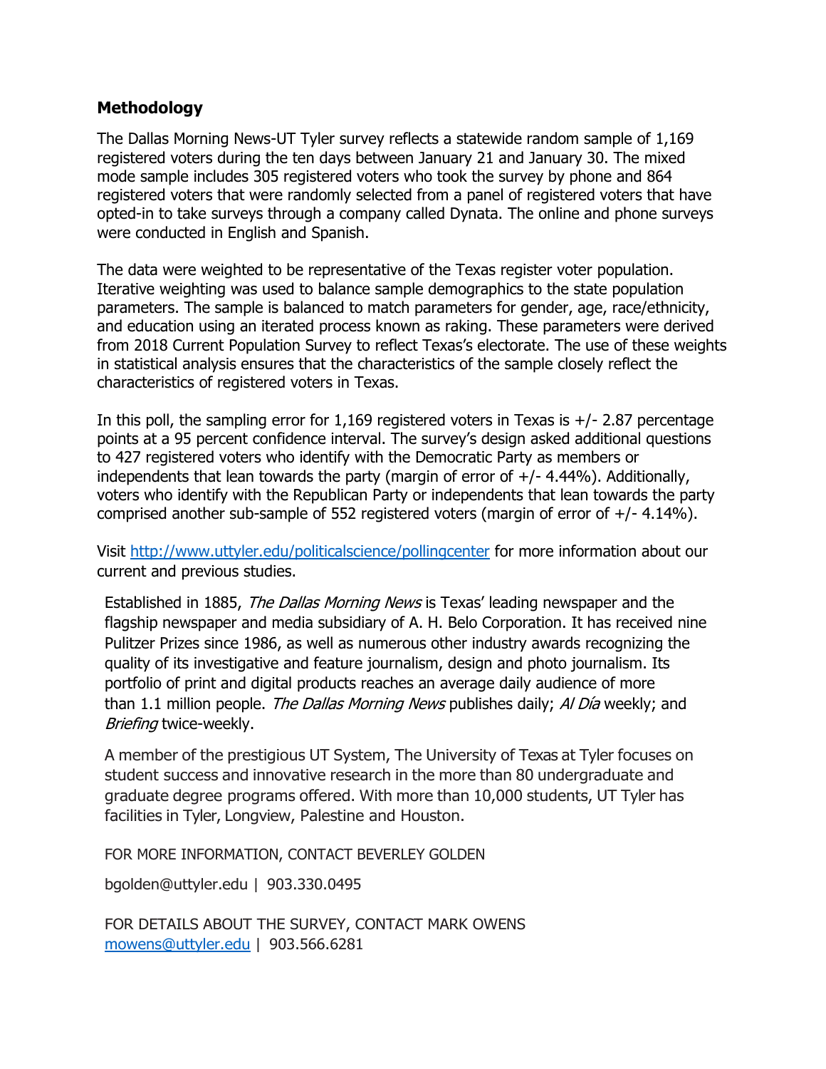## Methodology

The Dallas Morning News-UT Tyler survey reflects a statewide random sample of 1,169 registered voters during the ten days between January 21 and January 30. The mixed mode sample includes 305 registered voters who took the survey by phone and 864 registered voters that were randomly selected from a panel of registered voters that have opted-in to take surveys through a company called Dynata. The online and phone surveys were conducted in English and Spanish.

The data were weighted to be representative of the Texas register voter population. Iterative weighting was used to balance sample demographics to the state population parameters. The sample is balanced to match parameters for gender, age, race/ethnicity, and education using an iterated process known as raking. These parameters were derived from 2018 Current Population Survey to reflect Texas's electorate. The use of these weights in statistical analysis ensures that the characteristics of the sample closely reflect the characteristics of registered voters in Texas.

In this poll, the sampling error for 1,169 registered voters in Texas is +/- 2.87 percentage points at a 95 percent confidence interval. The survey's design asked additional questions to 427 registered voters who identify with the Democratic Party as members or independents that lean towards the party (margin of error of +/- 4.44%). Additionally, voters who identify with the Republican Party or independents that lean towards the party comprised another sub-sample of 552 registered voters (margin of error of +/- 4.14%).

Visit [http://www.uttyler.edu/politicalscience/pollingcenter](http://www.uttyler.edu/politicalscience/pollingcenter) for more information about our current and previous studies.

Established in 1885, *The Dallas Morning News* is Texas' leading newspaper and the flagship newspaper and media subsidiary of A. H. Belo Corporation. It has received nine Pulitzer Prizes since 1986, as well as numerous other industry awards recognizing the quality of its investigative and feature journalism, design and photo journalism. Its portfolio of print and digital products reaches an average daily audience of more than 1.1 million people. *The Dallas Morning News* publishes daily; *Al Día* weekly; and *Briefing* twice-weekly.

A member of the prestigious UT System, The University of Texas at Tyler focuses on student success and innovative research in the more than 80 undergraduate and graduate degree programs offered. With more than 10,000 students, UT Tyler has facilities in Tyler, Longview, Palestine and Houston.

FOR MORE INFORMATION, CONTACT BEVERLEY GOLDEN

bgolden@uttyler.edu | 903.330.0495

FOR DETAILS ABOUT THE SURVEY, CONTACT MARK OWENS
[mowens@uttyler.edu](mailto:mowens@uttyler.edu) | 903.566.6281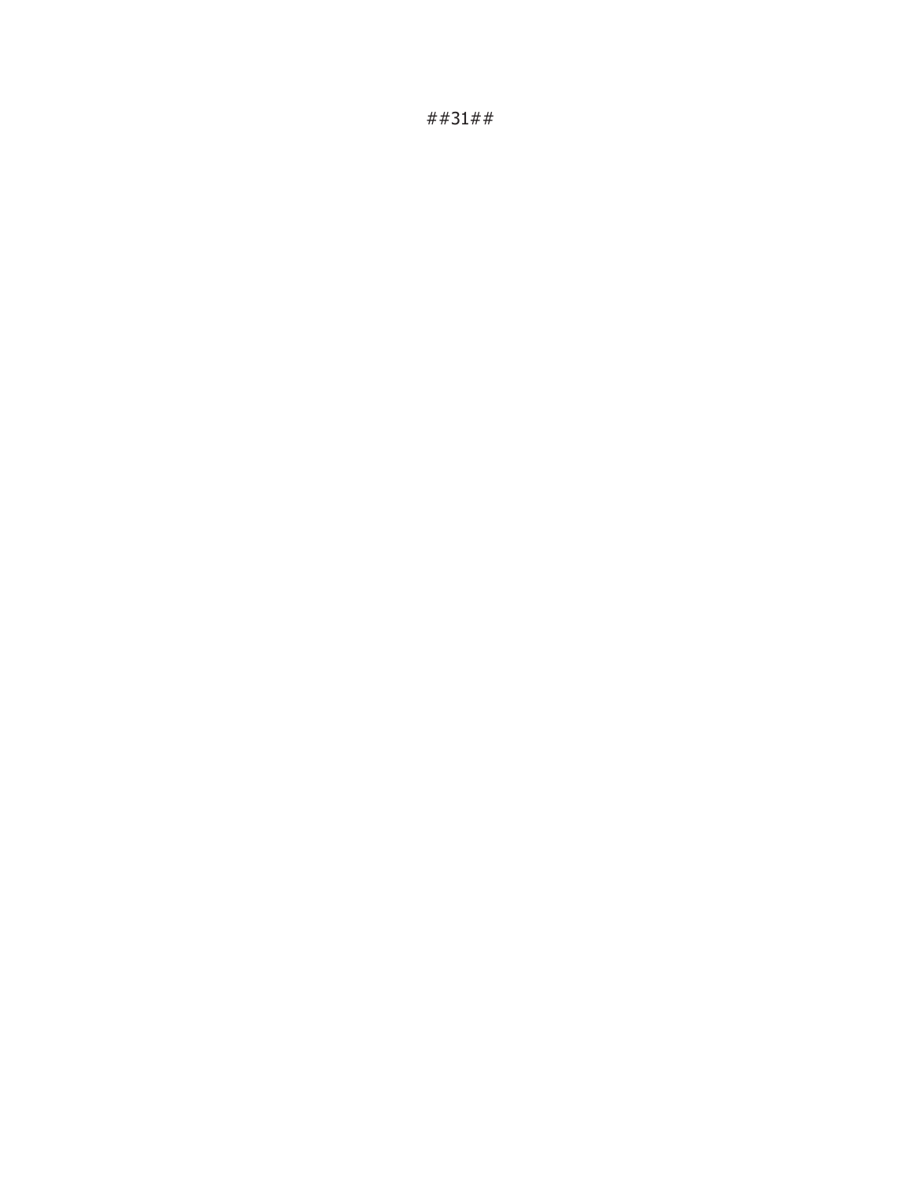##31##